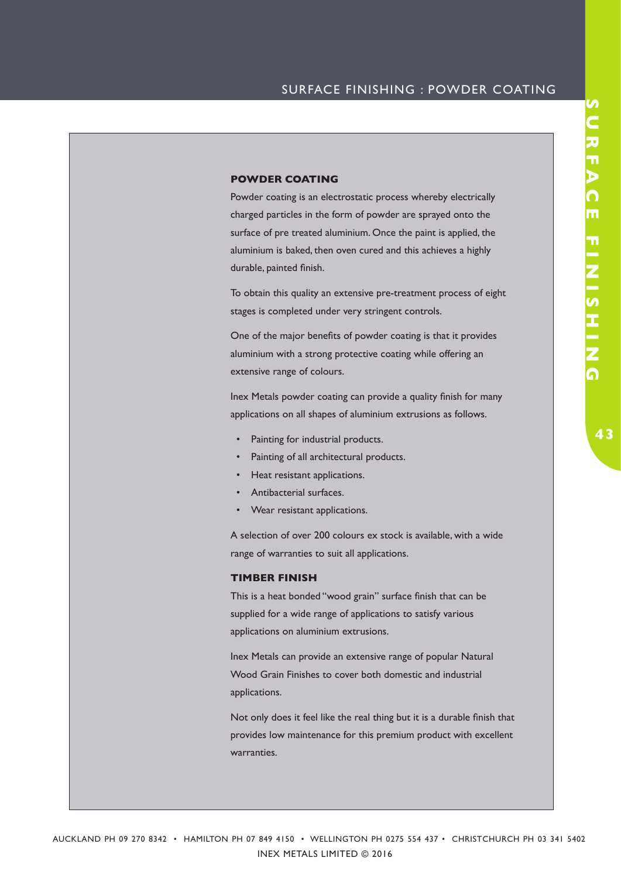## POWDER COATING

Powder coating is an electrostatic process whereby electrically charged particles in the form of powder are sprayed onto the surface of pre treated aluminium. Once the paint is applied, the aluminium is baked, then oven cured and this achieves a highly durable, painted finish.

To obtain this quality an extensive pre-treatment process of eight stages is completed under very stringent controls.

One of the major benefits of powder coating is that it provides aluminium with a strong protective coating while offering an extensive range of colours.

Inex Metals powder coating can provide a quality finish for many applications on all shapes of aluminium extrusions as follows.

- Painting for industrial products.
- Painting of all architectural products.
- Heat resistant applications.
- Antibacterial surfaces.
- Wear resistant applications.

A selection of over 200 colours ex stock is available, with a wide range of warranties to suit all applications.

## TIMBER FINISH

This is a heat bonded "wood grain" surface finish that can be supplied for a wide range of applications to satisfy various applications on aluminium extrusions.

Inex Metals can provide an extensive range of popular Natural Wood Grain Finishes to cover both domestic and industrial applications.

Not only does it feel like the real thing but it is a durable finish that provides low maintenance for this premium product with excellent warranties.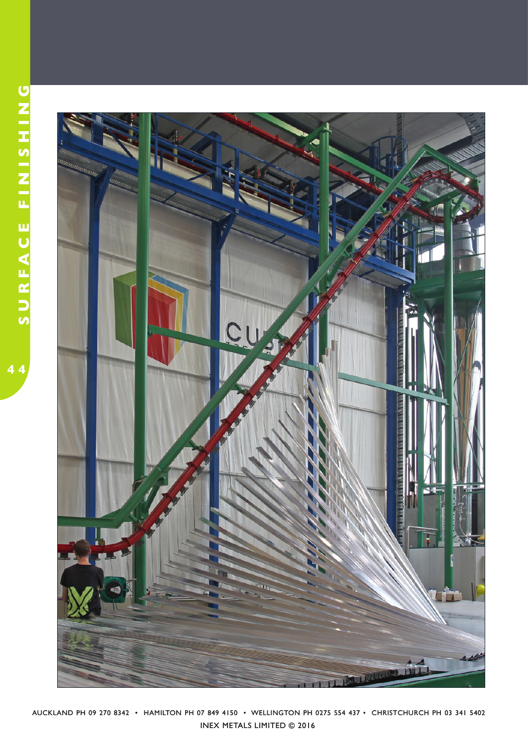AUCKLAND PH 09 270 8342 • HAMILTON PH 07 849 4150 • WELLINGTON PH 0275 554 437 • CHRISTCHURCH PH 03 341 5402

INEX METALS LIMITED © 2016